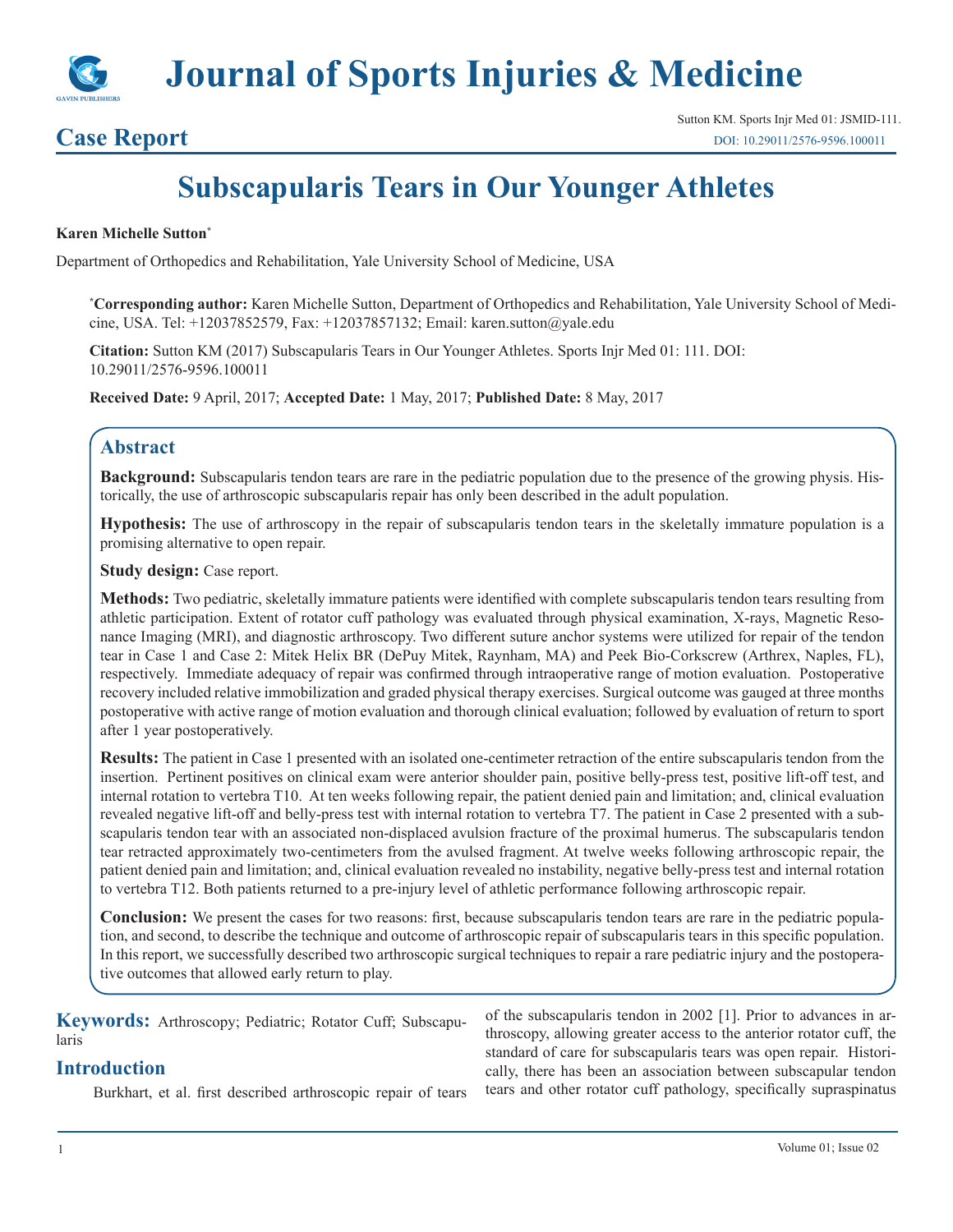# Journal of Sports Injuries & Medicine

## Case Report

Sutton KM. Sports Injr Med 01: JSMID-111.
DOI: 10.29011/2576-9596.100011

# Subscapularis Tears in Our Younger Athletes

**Karen Michelle Sutton***

Department of Orthopedics and Rehabilitation, Yale University School of Medicine, USA

***Corresponding author:** Karen Michelle Sutton, Department of Orthopedics and Rehabilitation, Yale University School of Medicine, USA. Tel: +12037852579, Fax: +12037857132; Email: karen.sutton@yale.edu

**Citation:** Sutton KM (2017) Subscapularis Tears in Our Younger Athletes. Sports Injr Med 01: 111. DOI: 10.29011/2576-9596.100011

**Received Date:** 9 April, 2017; **Accepted Date:** 1 May, 2017; **Published Date:** 8 May, 2017

## Abstract

**Background:** Subscapularis tendon tears are rare in the pediatric population due to the presence of the growing physis. Historically, the use of arthroscopic subscapularis repair has only been described in the adult population.

**Hypothesis:** The use of arthroscopy in the repair of subscapularis tendon tears in the skeletally immature population is a promising alternative to open repair.

**Study design:** Case report.

**Methods:** Two pediatric, skeletally immature patients were identified with complete subscapularis tendon tears resulting from athletic participation. Extent of rotator cuff pathology was evaluated through physical examination, X-rays, Magnetic Resonance Imaging (MRI), and diagnostic arthroscopy. Two different suture anchor systems were utilized for repair of the tendon tear in Case 1 and Case 2: Mitek Helix BR (DePuy Mitek, Raynham, MA) and Peek Bio-Corkscrew (Arthrex, Naples, FL), respectively. Immediate adequacy of repair was confirmed through intraoperative range of motion evaluation. Postoperative recovery included relative immobilization and graded physical therapy exercises. Surgical outcome was gauged at three months postoperative with active range of motion evaluation and thorough clinical evaluation; followed by evaluation of return to sport after 1 year postoperatively.

**Results:** The patient in Case 1 presented with an isolated one-centimeter retraction of the entire subscapularis tendon from the insertion. Pertinent positives on clinical exam were anterior shoulder pain, positive belly-press test, positive lift-off test, and internal rotation to vertebra T10. At ten weeks following repair, the patient denied pain and limitation; and, clinical evaluation revealed negative lift-off and belly-press test with internal rotation to vertebra T7. The patient in Case 2 presented with a subscapularis tendon tear with an associated non-displaced avulsion fracture of the proximal humerus. The subscapularis tendon tear retracted approximately two-centimeters from the avulsed fragment. At twelve weeks following arthroscopic repair, the patient denied pain and limitation; and, clinical evaluation revealed no instability, negative belly-press test and internal rotation to vertebra T12. Both patients returned to a pre-injury level of athletic performance following arthroscopic repair.

**Conclusion:** We present the cases for two reasons: first, because subscapularis tendon tears are rare in the pediatric population, and second, to describe the technique and outcome of arthroscopic repair of subscapularis tears in this specific population. In this report, we successfully described two arthroscopic surgical techniques to repair a rare pediatric injury and the postoperative outcomes that allowed early return to play.

**Keywords:** Arthroscopy; Pediatric; Rotator Cuff; Subscapularis

## Introduction

Burkhart, et al. first described arthroscopic repair of tears of the subscapularis tendon in 2002 [1]. Prior to advances in arthroscopy, allowing greater access to the anterior rotator cuff, the standard of care for subscapularis tears was open repair. Historically, there has been an association between subscapular tendon tears and other rotator cuff pathology, specifically supraspinatus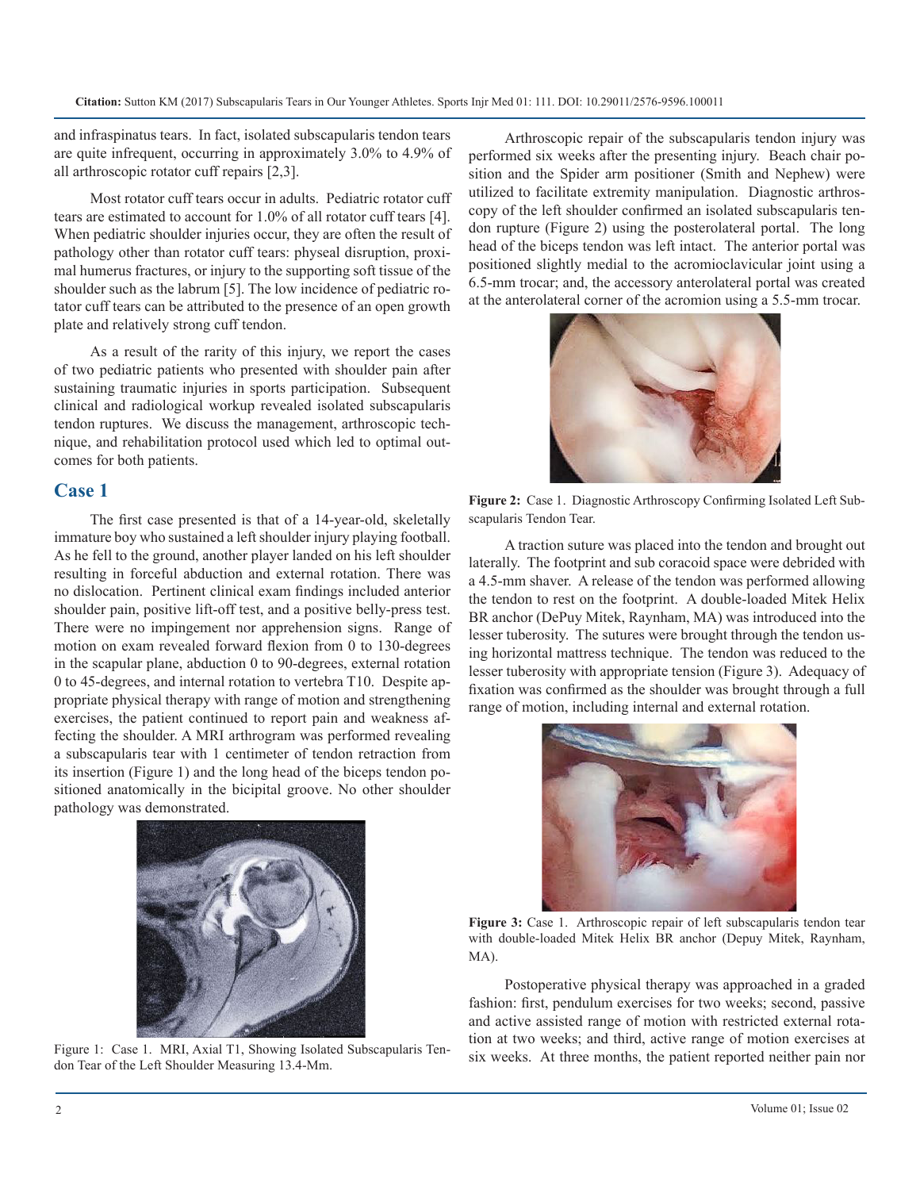and infraspinatus tears. In fact, isolated subscapularis tendon tears are quite infrequent, occurring in approximately 3.0% to 4.9% of all arthroscopic rotator cuff repairs [2,3].

Most rotator cuff tears occur in adults. Pediatric rotator cuff tears are estimated to account for 1.0% of all rotator cuff tears [4]. When pediatric shoulder injuries occur, they are often the result of pathology other than rotator cuff tears: physeal disruption, proximal humerus fractures, or injury to the supporting soft tissue of the shoulder such as the labrum [5]. The low incidence of pediatric rotator cuff tears can be attributed to the presence of an open growth plate and relatively strong cuff tendon.

As a result of the rarity of this injury, we report the cases of two pediatric patients who presented with shoulder pain after sustaining traumatic injuries in sports participation. Subsequent clinical and radiological workup revealed isolated subscapularis tendon ruptures. We discuss the management, arthroscopic technique, and rehabilitation protocol used which led to optimal outcomes for both patients.

## Case 1

The first case presented is that of a 14-year-old, skeletally immature boy who sustained a left shoulder injury playing football. As he fell to the ground, another player landed on his left shoulder resulting in forceful abduction and external rotation. There was no dislocation. Pertinent clinical exam findings included anterior shoulder pain, positive lift-off test, and a positive belly-press test. There were no impingement nor apprehension signs. Range of motion on exam revealed forward flexion from 0 to 130-degrees in the scapular plane, abduction 0 to 90-degrees, external rotation 0 to 45-degrees, and internal rotation to vertebra T10. Despite appropriate physical therapy with range of motion and strengthening exercises, the patient continued to report pain and weakness affecting the shoulder. A MRI arthrogram was performed revealing a subscapularis tear with 1 centimeter of tendon retraction from its insertion (Figure 1) and the long head of the biceps tendon positioned anatomically in the bicipital groove. No other shoulder pathology was demonstrated.

Figure 1: Case 1. MRI, Axial T1, Showing Isolated Subscapularis Tendon Tear of the Left Shoulder Measuring 13.4-Mm.

Arthroscopic repair of the subscapularis tendon injury was performed six weeks after the presenting injury. Beach chair position and the Spider arm positioner (Smith and Nephew) were utilized to facilitate extremity manipulation. Diagnostic arthroscopy of the left shoulder confirmed an isolated subscapularis tendon rupture (Figure 2) using the posterolateral portal. The long head of the biceps tendon was left intact. The anterior portal was positioned slightly medial to the acromioclavicular joint using a 6.5-mm trocar; and, the accessory anterolateral portal was created at the anterolateral corner of the acromion using a 5.5-mm trocar.

**Figure 2:** Case 1. Diagnostic Arthroscopy Confirming Isolated Left Subscapularis Tendon Tear.

A traction suture was placed into the tendon and brought out laterally. The footprint and sub coracoid space were debrided with a 4.5-mm shaver. A release of the tendon was performed allowing the tendon to rest on the footprint. A double-loaded Mitek Helix BR anchor (DePuy Mitek, Raynham, MA) was introduced into the lesser tuberosity. The sutures were brought through the tendon using horizontal mattress technique. The tendon was reduced to the lesser tuberosity with appropriate tension (Figure 3). Adequacy of fixation was confirmed as the shoulder was brought through a full range of motion, including internal and external rotation.

**Figure 3:** Case 1. Arthroscopic repair of left subscapularis tendon tear with double-loaded Mitek Helix BR anchor (Depuy Mitek, Raynham, MA).

Postoperative physical therapy was approached in a graded fashion: first, pendulum exercises for two weeks; second, passive and active assisted range of motion with restricted external rotation at two weeks; and third, active range of motion exercises at six weeks. At three months, the patient reported neither pain nor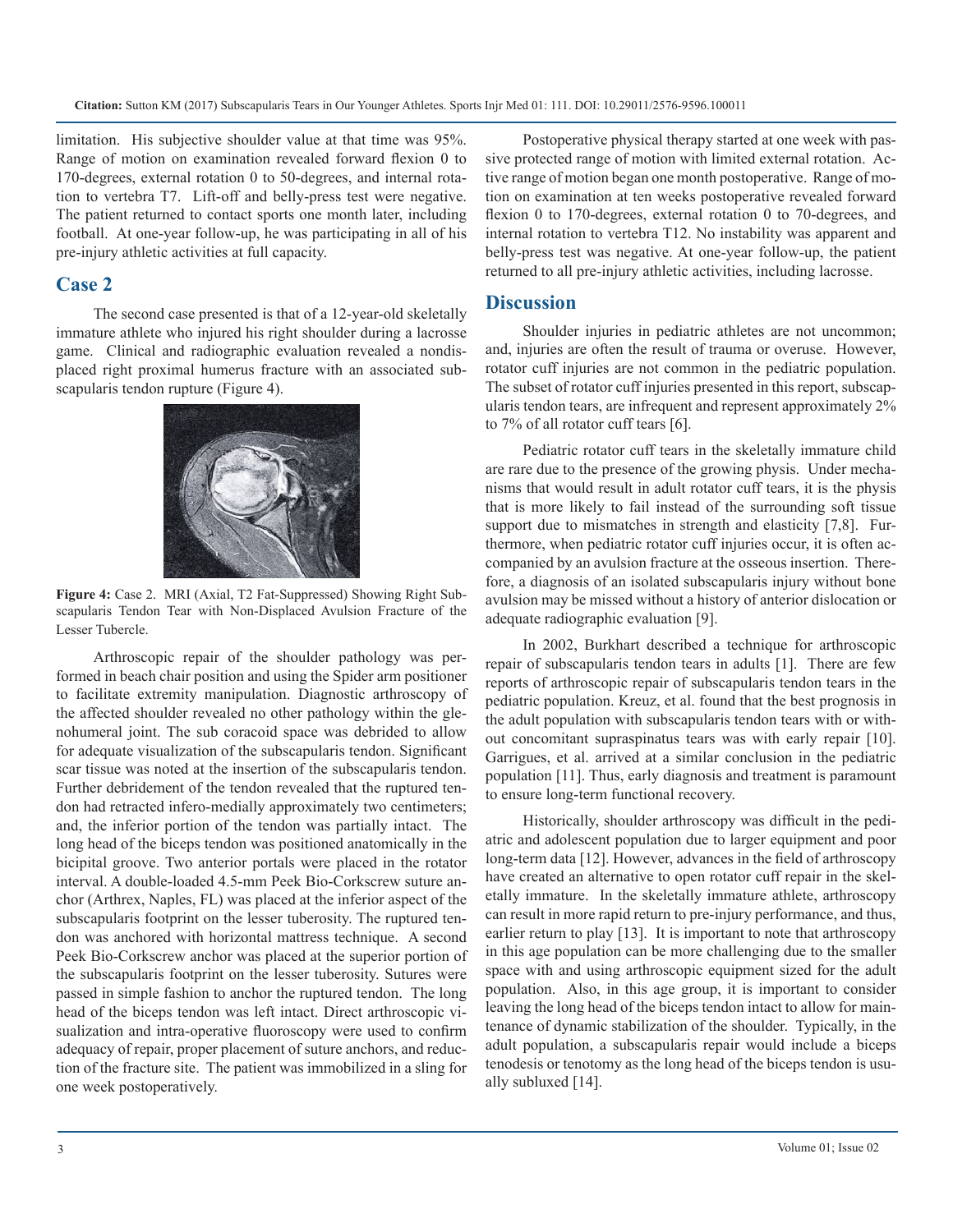limitation. His subjective shoulder value at that time was 95%. Range of motion on examination revealed forward flexion 0 to 170-degrees, external rotation 0 to 50-degrees, and internal rotation to vertebra T7. Lift-off and belly-press test were negative. The patient returned to contact sports one month later, including football. At one-year follow-up, he was participating in all of his pre-injury athletic activities at full capacity.

## Case 2

The second case presented is that of a 12-year-old skeletally immature athlete who injured his right shoulder during a lacrosse game. Clinical and radiographic evaluation revealed a nondisplaced right proximal humerus fracture with an associated subscapularis tendon rupture (Figure 4).

**Figure 4:** Case 2. MRI (Axial, T2 Fat-Suppressed) Showing Right Subscapularis Tendon Tear with Non-Displaced Avulsion Fracture of the Lesser Tubercle.

Arthroscopic repair of the shoulder pathology was performed in beach chair position and using the Spider arm positioner to facilitate extremity manipulation. Diagnostic arthroscopy of the affected shoulder revealed no other pathology within the glenohumeral joint. The sub coracoid space was debrided to allow for adequate visualization of the subscapularis tendon. Significant scar tissue was noted at the insertion of the subscapularis tendon. Further debridement of the tendon revealed that the ruptured tendon had retracted infero-medially approximately two centimeters; and, the inferior portion of the tendon was partially intact. The long head of the biceps tendon was positioned anatomically in the bicipital groove. Two anterior portals were placed in the rotator interval. A double-loaded 4.5-mm Peek Bio-Corkscrew suture anchor (Arthrex, Naples, FL) was placed at the inferior aspect of the subscapularis footprint on the lesser tuberosity. The ruptured tendon was anchored with horizontal mattress technique. A second Peek Bio-Corkscrew anchor was placed at the superior portion of the subscapularis footprint on the lesser tuberosity. Sutures were passed in simple fashion to anchor the ruptured tendon. The long head of the biceps tendon was left intact. Direct arthroscopic visualization and intra-operative fluoroscopy were used to confirm adequacy of repair, proper placement of suture anchors, and reduction of the fracture site. The patient was immobilized in a sling for one week postoperatively.

Postoperative physical therapy started at one week with passive protected range of motion with limited external rotation. Active range of motion began one month postoperative. Range of motion on examination at ten weeks postoperative revealed forward flexion 0 to 170-degrees, external rotation 0 to 70-degrees, and internal rotation to vertebra T12. No instability was apparent and belly-press test was negative. At one-year follow-up, the patient returned to all pre-injury athletic activities, including lacrosse.

## Discussion

Shoulder injuries in pediatric athletes are not uncommon; and, injuries are often the result of trauma or overuse. However, rotator cuff injuries are not common in the pediatric population. The subset of rotator cuff injuries presented in this report, subscapularis tendon tears, are infrequent and represent approximately 2% to 7% of all rotator cuff tears [6].

Pediatric rotator cuff tears in the skeletally immature child are rare due to the presence of the growing physis. Under mechanisms that would result in adult rotator cuff tears, it is the physis that is more likely to fail instead of the surrounding soft tissue support due to mismatches in strength and elasticity [7,8]. Furthermore, when pediatric rotator cuff injuries occur, it is often accompanied by an avulsion fracture at the osseous insertion. Therefore, a diagnosis of an isolated subscapularis injury without bone avulsion may be missed without a history of anterior dislocation or adequate radiographic evaluation [9].

In 2002, Burkhart described a technique for arthroscopic repair of subscapularis tendon tears in adults [1]. There are few reports of arthroscopic repair of subscapularis tendon tears in the pediatric population. Kreuz, et al. found that the best prognosis in the adult population with subscapularis tendon tears with or without concomitant supraspinatus tears was with early repair [10]. Garrigues, et al. arrived at a similar conclusion in the pediatric population [11]. Thus, early diagnosis and treatment is paramount to ensure long-term functional recovery.

Historically, shoulder arthroscopy was difficult in the pediatric and adolescent population due to larger equipment and poor long-term data [12]. However, advances in the field of arthroscopy have created an alternative to open rotator cuff repair in the skeletally immature. In the skeletally immature athlete, arthroscopy can result in more rapid return to pre-injury performance, and thus, earlier return to play [13]. It is important to note that arthroscopy in this age population can be more challenging due to the smaller space with and using arthroscopic equipment sized for the adult population. Also, in this age group, it is important to consider leaving the long head of the biceps tendon intact to allow for maintenance of dynamic stabilization of the shoulder. Typically, in the adult population, a subscapularis repair would include a biceps tenodesis or tenotomy as the long head of the biceps tendon is usually subluxed [14].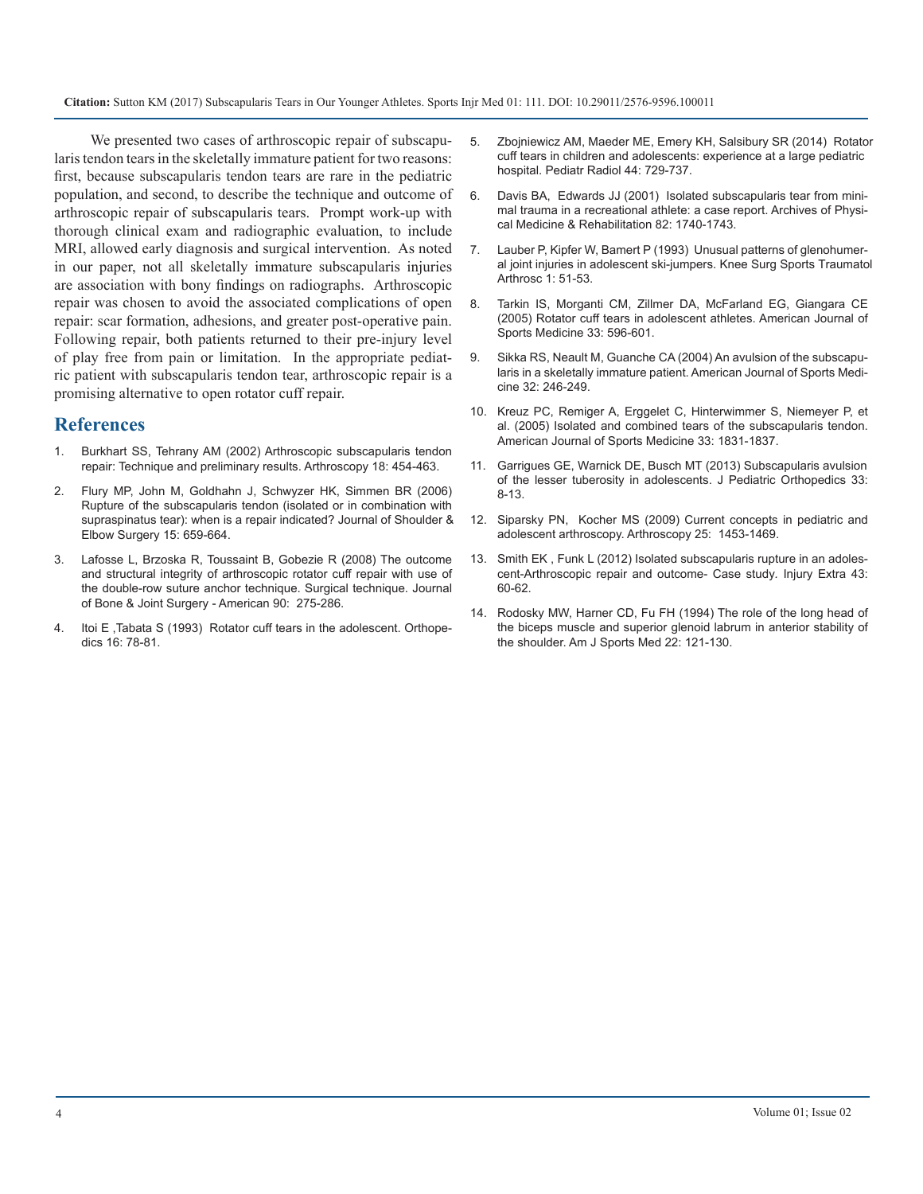We presented two cases of arthroscopic repair of subscapularis tendon tears in the skeletally immature patient for two reasons: first, because subscapularis tendon tears are rare in the pediatric population, and second, to describe the technique and outcome of arthroscopic repair of subscapularis tears. Prompt work-up with thorough clinical exam and radiographic evaluation, to include MRI, allowed early diagnosis and surgical intervention. As noted in our paper, not all skeletally immature subscapularis injuries are association with bony findings on radiographs. Arthroscopic repair was chosen to avoid the associated complications of open repair: scar formation, adhesions, and greater post-operative pain. Following repair, both patients returned to their pre-injury level of play free from pain or limitation. In the appropriate pediatric patient with subscapularis tendon tear, arthroscopic repair is a promising alternative to open rotator cuff repair.

## References

1. Burkhart SS, Tehrany AM (2002) Arthroscopic subscapularis tendon repair: Technique and preliminary results. Arthroscopy 18: 454-463.
2. Flury MP, John M, Goldhahn J, Schwyzer HK, Simmen BR (2006) Rupture of the subscapularis tendon (isolated or in combination with supraspinatus tear): when is a repair indicated? Journal of Shoulder & Elbow Surgery 15: 659-664.
3. Lafosse L, Brzoska R, Toussaint B, Gobezie R (2008) The outcome and structural integrity of arthroscopic rotator cuff repair with use of the double-row suture anchor technique. Surgical technique. Journal of Bone & Joint Surgery - American 90: 275-286.
4. Itoi E ,Tabata S (1993) Rotator cuff tears in the adolescent. Orthopedics 16: 78-81.
5. Zbojniewicz AM, Maeder ME, Emery KH, Salsibury SR (2014) Rotator cuff tears in children and adolescents: experience at a large pediatric hospital. Pediatr Radiol 44: 729-737.
6. Davis BA, Edwards JJ (2001) Isolated subscapularis tear from minimal trauma in a recreational athlete: a case report. Archives of Physical Medicine & Rehabilitation 82: 1740-1743.
7. Lauber P, Kipfer W, Bamert P (1993) Unusual patterns of glenohumeral joint injuries in adolescent ski-jumpers. Knee Surg Sports Traumatol Arthrosc 1: 51-53.
8. Tarkin IS, Morganti CM, Zillmer DA, McFarland EG, Giangara CE (2005) Rotator cuff tears in adolescent athletes. American Journal of Sports Medicine 33: 596-601.
9. Sikka RS, Neault M, Guanche CA (2004) An avulsion of the subscapularis in a skeletally immature patient. American Journal of Sports Medicine 32: 246-249.
10. Kreuz PC, Remiger A, Erggelet C, Hinterwimmer S, Niemeyer P, et al. (2005) Isolated and combined tears of the subscapularis tendon. American Journal of Sports Medicine 33: 1831-1837.
11. Garrigues GE, Warnick DE, Busch MT (2013) Subscapularis avulsion of the lesser tuberosity in adolescents. J Pediatric Orthopedics 33: 8-13.
12. Siparsky PN, Kocher MS (2009) Current concepts in pediatric and adolescent arthroscopy. Arthroscopy 25: 1453-1469.
13. Smith EK , Funk L (2012) Isolated subscapularis rupture in an adolescent-Arthroscopic repair and outcome- Case study. Injury Extra 43: 60-62.
14. Rodosky MW, Harner CD, Fu FH (1994) The role of the long head of the biceps muscle and superior glenoid labrum in anterior stability of the shoulder. Am J Sports Med 22: 121-130.